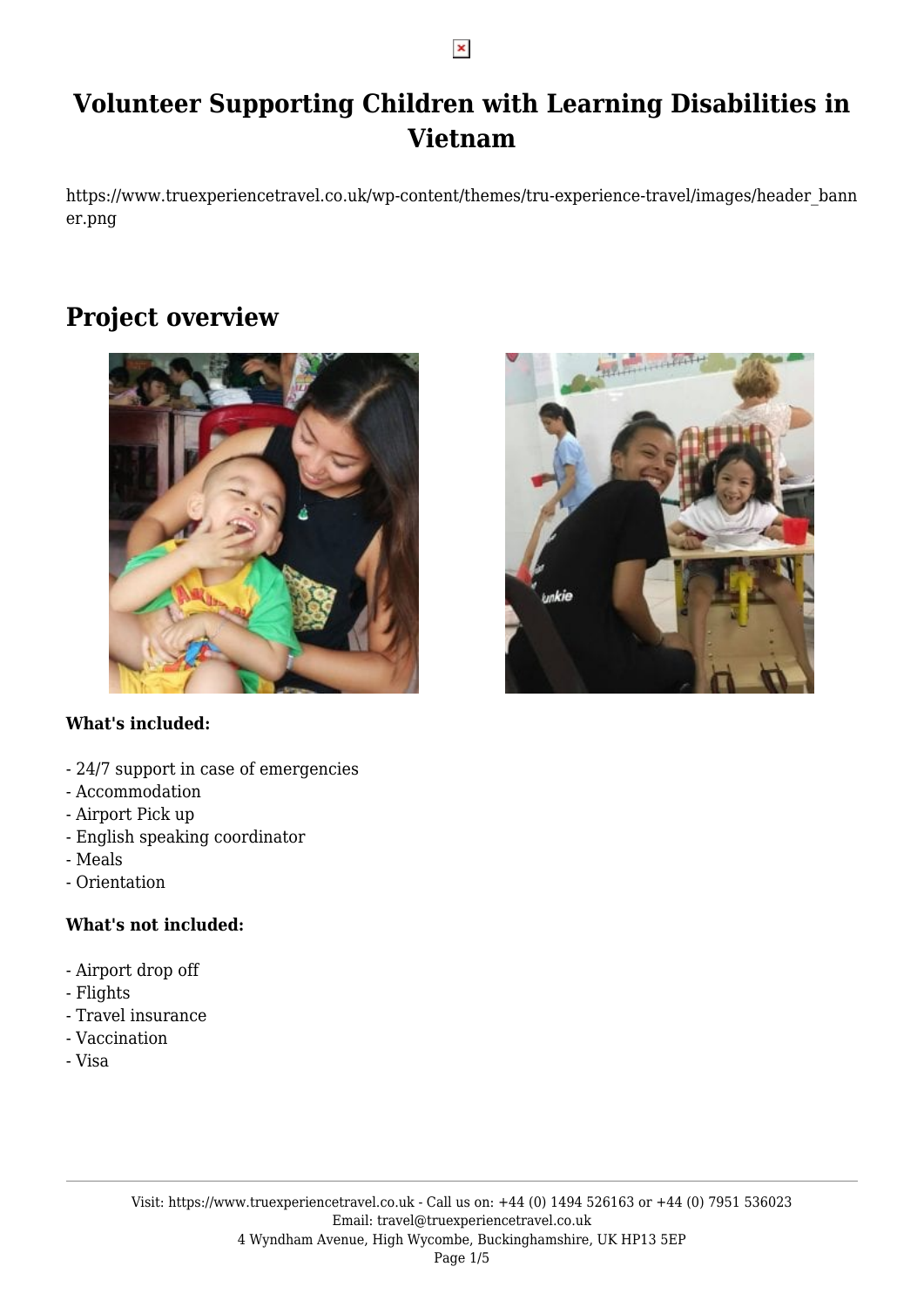# Volunteer Supporting Children with Learning Disabilities in Vietnam

https://www.truexperiencetravel.co.uk/wp-content/themes/tru-experience-travel/images/header_banner.png

## Project overview

**What's included:**

- 24/7 support in case of emergencies
- Accommodation
- Airport Pick up
- English speaking coordinator
- Meals
- Orientation

**What's not included:**

- Airport drop off
- Flights
- Travel insurance
- Vaccination
- Visa

Visit: https://www.truexperiencetravel.co.uk - Call us on: +44 (0) 1494 526163 or +44 (0) 7951 536023
Email: travel@truexperiencetravel.co.uk
4 Wyndham Avenue, High Wycombe, Buckinghamshire, UK HP13 5EP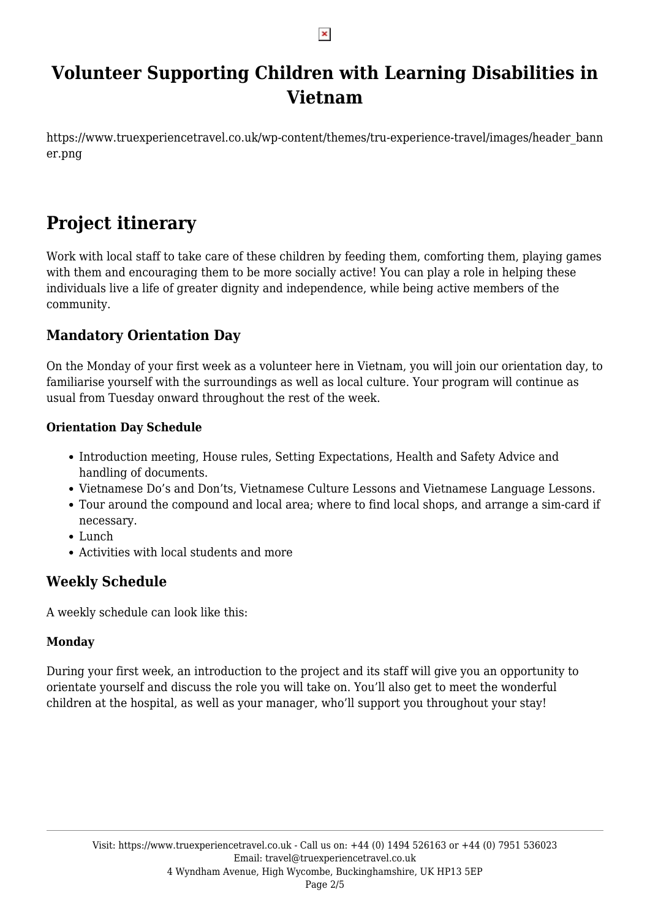# Volunteer Supporting Children with Learning Disabilities in Vietnam

https://www.truexperiencetravel.co.uk/wp-content/themes/tru-experience-travel/images/header_banner.png

# Project itinerary

Work with local staff to take care of these children by feeding them, comforting them, playing games with them and encouraging them to be more socially active! You can play a role in helping these individuals live a life of greater dignity and independence, while being active members of the community.

## Mandatory Orientation Day

On the Monday of your first week as a volunteer here in Vietnam, you will join our orientation day, to familiarise yourself with the surroundings as well as local culture. Your program will continue as usual from Tuesday onward throughout the rest of the week.

### Orientation Day Schedule

- Introduction meeting, House rules, Setting Expectations, Health and Safety Advice and handling of documents.
- Vietnamese Do's and Don'ts, Vietnamese Culture Lessons and Vietnamese Language Lessons.
- Tour around the compound and local area; where to find local shops, and arrange a sim-card if necessary.
- Lunch
- Activities with local students and more

## Weekly Schedule

A weekly schedule can look like this:

### Monday

During your first week, an introduction to the project and its staff will give you an opportunity to orientate yourself and discuss the role you will take on. You'll also get to meet the wonderful children at the hospital, as well as your manager, who'll support you throughout your stay!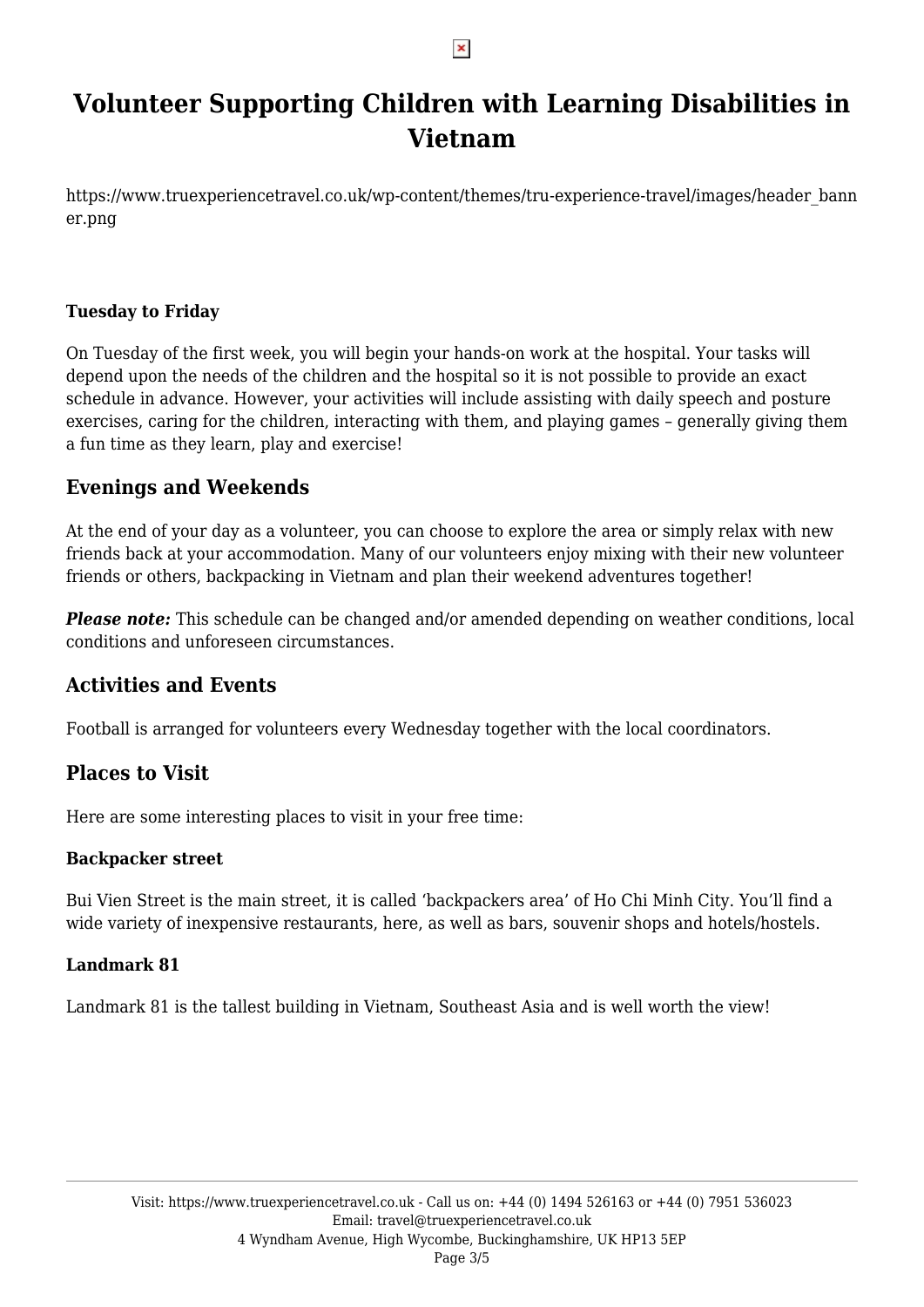# Volunteer Supporting Children with Learning Disabilities in Vietnam

https://www.truexperiencetravel.co.uk/wp-content/themes/tru-experience-travel/images/header_banner.png

**Tuesday to Friday**

On Tuesday of the first week, you will begin your hands-on work at the hospital. Your tasks will depend upon the needs of the children and the hospital so it is not possible to provide an exact schedule in advance. However, your activities will include assisting with daily speech and posture exercises, caring for the children, interacting with them, and playing games – generally giving them a fun time as they learn, play and exercise!

## Evenings and Weekends

At the end of your day as a volunteer, you can choose to explore the area or simply relax with new friends back at your accommodation. Many of our volunteers enjoy mixing with their new volunteer friends or others, backpacking in Vietnam and plan their weekend adventures together!

***Please note:*** This schedule can be changed and/or amended depending on weather conditions, local conditions and unforeseen circumstances.

## Activities and Events

Football is arranged for volunteers every Wednesday together with the local coordinators.

## Places to Visit

Here are some interesting places to visit in your free time:

**Backpacker street**

Bui Vien Street is the main street, it is called 'backpackers area' of Ho Chi Minh City. You'll find a wide variety of inexpensive restaurants, here, as well as bars, souvenir shops and hotels/hostels.

**Landmark 81**

Landmark 81 is the tallest building in Vietnam, Southeast Asia and is well worth the view!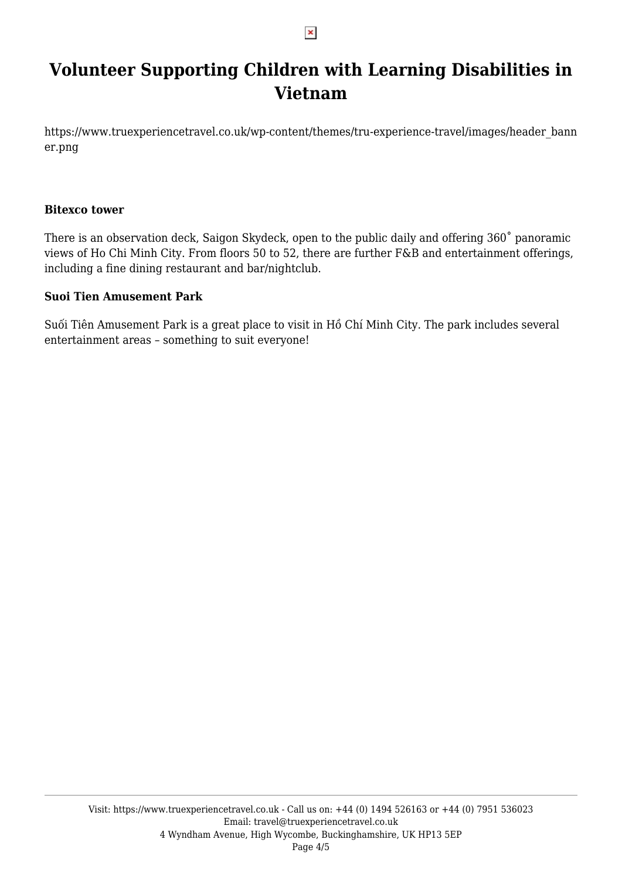# Volunteer Supporting Children with Learning Disabilities in Vietnam

https://www.truexperiencetravel.co.uk/wp-content/themes/tru-experience-travel/images/header_banner.png

**Bitexco tower**

There is an observation deck, Saigon Skydeck, open to the public daily and offering 360˚ panoramic views of Ho Chi Minh City. From floors 50 to 52, there are further F&B and entertainment offerings, including a fine dining restaurant and bar/nightclub.

**Suoi Tien Amusement Park**

Suối Tiên Amusement Park is a great place to visit in Hồ Chí Minh City. The park includes several entertainment areas – something to suit everyone!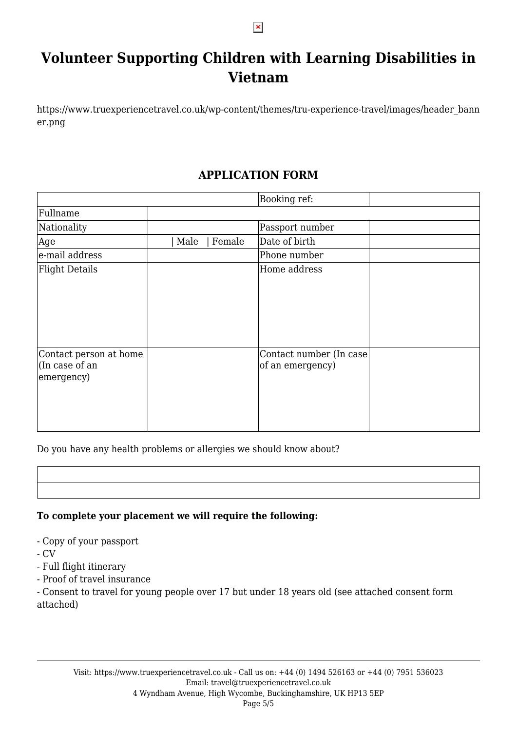# Volunteer Supporting Children with Learning Disabilities in Vietnam

https://www.truexperiencetravel.co.uk/wp-content/themes/tru-experience-travel/images/header_banner.png

## APPLICATION FORM

| | | | |
|---|---|---|---|
| | | Booking ref: | |
| Fullname | | | |
| Nationality | | Passport number | |
| Age | \| Male \| Female | Date of birth | |
| e-mail address | | Phone number | |
| Flight Details | | Home address | |
| Contact person at home (In case of an emergency) | | Contact number (In case of an emergency) | |

Do you have any health problems or allergies we should know about?

| |
|---|
| |
| |

**To complete your placement we will require the following:**

- Copy of your passport
- CV
- Full flight itinerary
- Proof of travel insurance
- Consent to travel for young people over 17 but under 18 years old (see attached consent form attached)